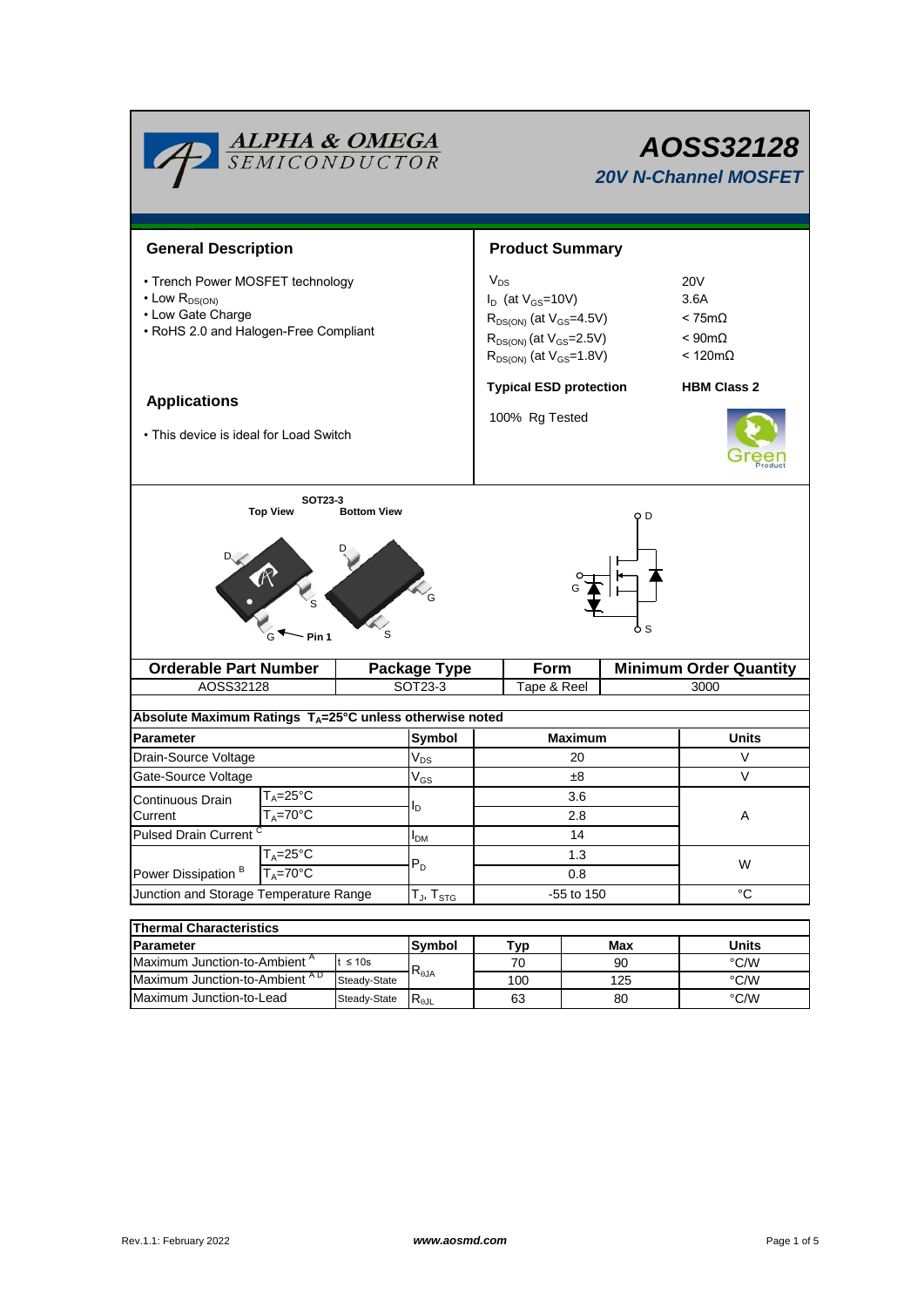# AOSS32128

## 20V N-Channel MOSFET

## General Description

- Trench Power MOSFET technology
- Low $R_{DS(ON)}$
- Low Gate Charge
- RoHS 2.0 and Halogen-Free Compliant

## Applications

- This device is ideal for Load Switch

## Product Summary

| | |
|---|---|
| $V_{DS}$ | 20V |
| $I_D$ (at $V_{GS}$=10V) | 3.6A |
| $R_{DS(ON)}$ (at $V_{GS}$=4.5V) | < 75mΩ |
| $R_{DS(ON)}$ (at $V_{GS}$=2.5V) | < 90mΩ |
| $R_{DS(ON)}$ (at $V_{GS}$=1.8V) | < 120mΩ |

**Typical ESD protection** **HBM Class 2**

100% Rg Tested

SOT23-3

Top View Bottom View

| Orderable Part Number | Package Type | Form | Minimum Order Quantity |
|---|---|---|---|
| AOSS32128 | SOT23-3 | Tape & Reel | 3000 |

**Absolute Maximum Ratings $T_A$=25°C unless otherwise noted**

| Parameter | | Symbol | Maximum | Units |
|---|---|---|---|---|
| Drain-Source Voltage | | $V_{DS}$ | 20 | V |
| Gate-Source Voltage | | $V_{GS}$ | ±8 | V |
| Continuous Drain Current | $T_A$=25°C | $I_D$ | 3.6 | A |
| | $T_A$=70°C | | 2.8 | |
| Pulsed Drain Current [C] | | $I_{DM}$ | 14 | |
| Power Dissipation [B] | $T_A$=25°C | $P_D$ | 1.3 | W |
| | $T_A$=70°C | | 0.8 | |
| Junction and Storage Temperature Range | | $T_J$, $T_{STG}$ | -55 to 150 | °C |

**Thermal Characteristics**

| Parameter | | Symbol | Typ | Max | Units |
|---|---|---|---|---|---|
| Maximum Junction-to-Ambient [A] | t ≤ 10s | $R_{\theta JA}$ | 70 | 90 | °C/W |
| Maximum Junction-to-Ambient [A D] | Steady-State | | 100 | 125 | °C/W |
| Maximum Junction-to-Lead | Steady-State | $R_{\theta JL}$ | 63 | 80 | °C/W |

Rev.1.1: February 2022 www.aosmd.com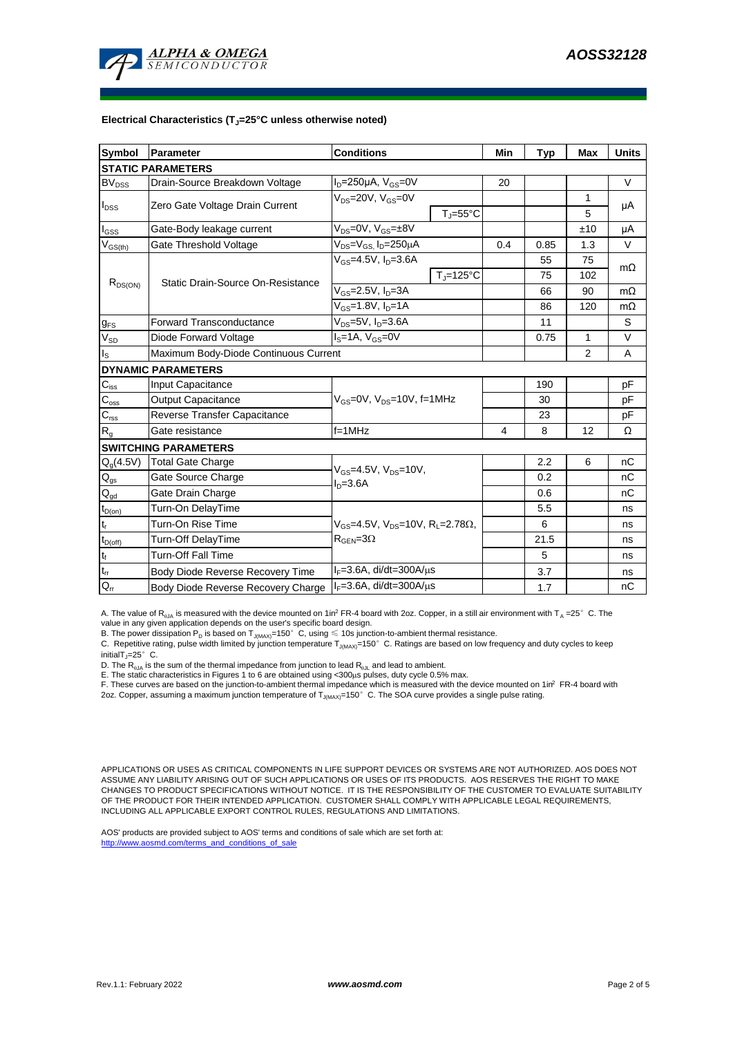**Electrical Characteristics ($T_J$=25°C unless otherwise noted)**

| Symbol | Parameter | Conditions | | Min | Typ | Max | Units |
|---|---|---|---|---|---|---|---|
| **STATIC PARAMETERS** | | | | | | | |
| $BV_{DSS}$ | Drain-Source Breakdown Voltage | $I_D$=250µA, $V_{GS}$=0V | | 20 | | | V |
| $I_{DSS}$ | Zero Gate Voltage Drain Current | $V_{DS}$=20V, $V_{GS}$=0V | | | | 1 | µA |
| | | | $T_J$=55°C | | | 5 | |
| $I_{GSS}$ | Gate-Body leakage current | $V_{DS}$=0V, $V_{GS}$=±8V | | | | ±10 | µA |
| $V_{GS(th)}$ | Gate Threshold Voltage | $V_{DS}$=$V_{GS}$, $I_D$=250µA | | 0.4 | 0.85 | 1.3 | V |
| $R_{DS(ON)}$ | Static Drain-Source On-Resistance | $V_{GS}$=4.5V, $I_D$=3.6A | | | 55 | 75 | mΩ |
| | | | $T_J$=125°C | | 75 | 102 | |
| | | $V_{GS}$=2.5V, $I_D$=3A | | | 66 | 90 | mΩ |
| | | $V_{GS}$=1.8V, $I_D$=1A | | | 86 | 120 | mΩ |
| $g_{FS}$ | Forward Transconductance | $V_{DS}$=5V, $I_D$=3.6A | | | 11 | | S |
| $V_{SD}$ | Diode Forward Voltage | $I_S$=1A, $V_{GS}$=0V | | | 0.75 | 1 | V |
| $I_S$ | Maximum Body-Diode Continuous Current | | | | | 2 | A |
| **DYNAMIC PARAMETERS** | | | | | | | |
| $C_{iss}$ | Input Capacitance | $V_{GS}$=0V, $V_{DS}$=10V, f=1MHz | | | 190 | | pF |
| $C_{oss}$ | Output Capacitance | | | | 30 | | pF |
| $C_{rss}$ | Reverse Transfer Capacitance | | | | 23 | | pF |
| $R_g$ | Gate resistance | f=1MHz | | 4 | 8 | 12 | Ω |
| **SWITCHING PARAMETERS** | | | | | | | |
| $Q_g$(4.5V) | Total Gate Charge | $V_{GS}$=4.5V, $V_{DS}$=10V, $I_D$=3.6A | | | 2.2 | 6 | nC |
| $Q_{gs}$ | Gate Source Charge | | | | 0.2 | | nC |
| $Q_{gd}$ | Gate Drain Charge | | | | 0.6 | | nC |
| $t_{D(on)}$ | Turn-On DelayTime | $V_{GS}$=4.5V, $V_{DS}$=10V, $R_L$=2.78Ω, $R_{GEN}$=3Ω | | | 5.5 | | ns |
| $t_r$ | Turn-On Rise Time | | | | 6 | | ns |
| $t_{D(off)}$ | Turn-Off DelayTime | | | | 21.5 | | ns |
| $t_f$ | Turn-Off Fall Time | | | | 5 | | ns |
| $t_{rr}$ | Body Diode Reverse Recovery Time | $I_F$=3.6A, di/dt=300A/µs | | | 3.7 | | ns |
| $Q_{rr}$ | Body Diode Reverse Recovery Charge | $I_F$=3.6A, di/dt=300A/µs | | | 1.7 | | nC |

A. The value of $R_{\theta JA}$ is measured with the device mounted on 1in² FR-4 board with 2oz. Copper, in a still air environment with $T_A$ =25° C. The value in any given application depends on the user's specific board design.
B. The power dissipation $P_D$ is based on $T_{J(MAX)}$=150° C, using ≤ 10s junction-to-ambient thermal resistance.
C. Repetitive rating, pulse width limited by junction temperature $T_{J(MAX)}$=150° C. Ratings are based on low frequency and duty cycles to keep initial$T_J$=25° C.
D. The $R_{\theta JA}$ is the sum of the thermal impedance from junction to lead $R_{\theta JL}$ and lead to ambient.
E. The static characteristics in Figures 1 to 6 are obtained using <300µs pulses, duty cycle 0.5% max.
F. These curves are based on the junction-to-ambient thermal impedance which is measured with the device mounted on 1in² FR-4 board with 2oz. Copper, assuming a maximum junction temperature of $T_{J(MAX)}$=150° C. The SOA curve provides a single pulse rating.

APPLICATIONS OR USES AS CRITICAL COMPONENTS IN LIFE SUPPORT DEVICES OR SYSTEMS ARE NOT AUTHORIZED. AOS DOES NOT ASSUME ANY LIABILITY ARISING OUT OF SUCH APPLICATIONS OR USES OF ITS PRODUCTS. AOS RESERVES THE RIGHT TO MAKE CHANGES TO PRODUCT SPECIFICATIONS WITHOUT NOTICE. IT IS THE RESPONSIBILITY OF THE CUSTOMER TO EVALUATE SUITABILITY OF THE PRODUCT FOR THEIR INTENDED APPLICATION. CUSTOMER SHALL COMPLY WITH APPLICABLE LEGAL REQUIREMENTS, INCLUDING ALL APPLICABLE EXPORT CONTROL RULES, REGULATIONS AND LIMITATIONS.

AOS' products are provided subject to AOS' terms and conditions of sale which are set forth at:
http://www.aosmd.com/terms_and_conditions_of_sale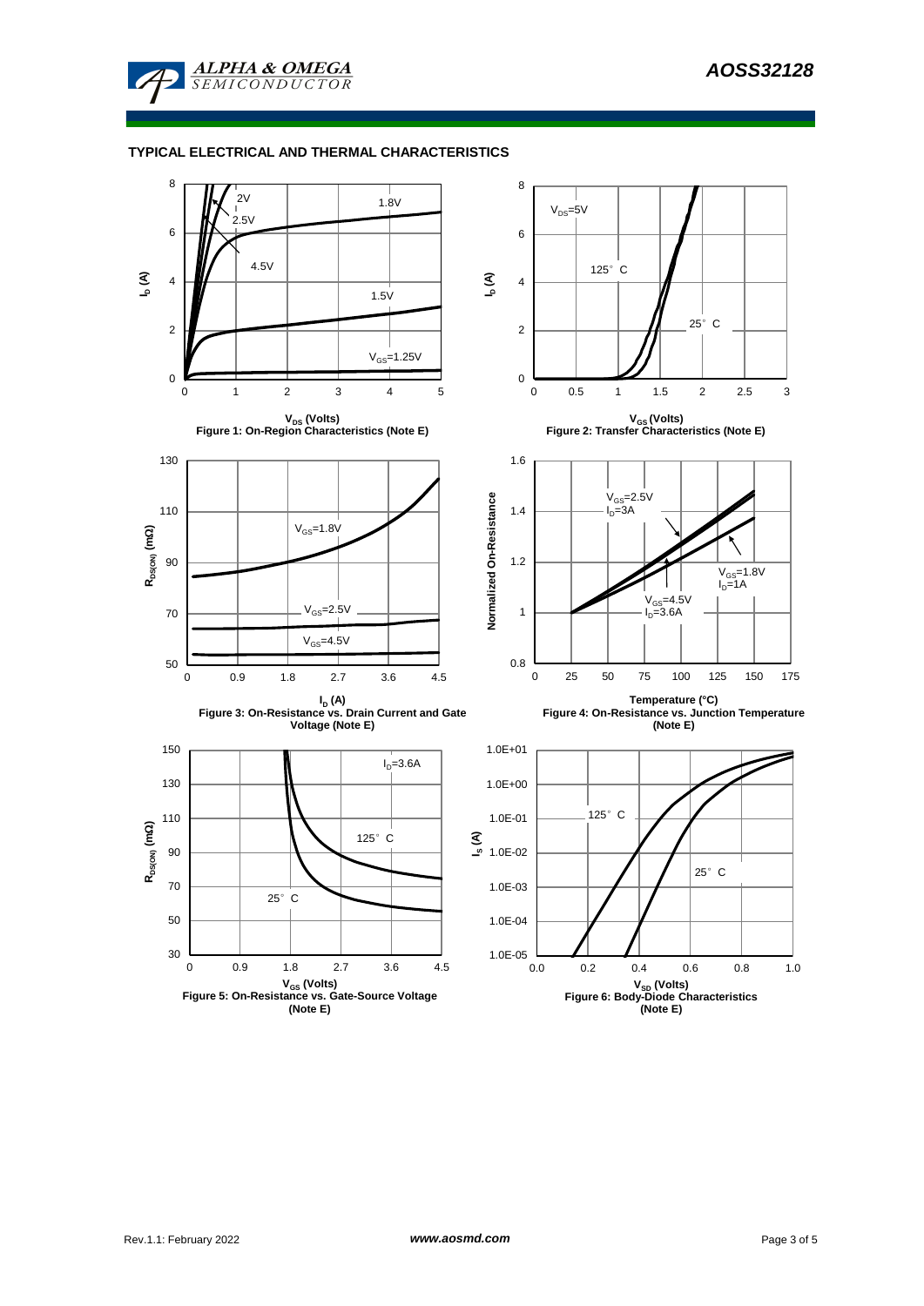## TYPICAL ELECTRICAL AND THERMAL CHARACTERISTICS

Figure 1: On-Region Characteristics (Note E)

Figure 2: Transfer Characteristics (Note E)

Figure 3: On-Resistance vs. Drain Current and Gate Voltage (Note E)

Figure 4: On-Resistance vs. Junction Temperature (Note E)

Figure 5: On-Resistance vs. Gate-Source Voltage (Note E)

Figure 6: Body-Diode Characteristics (Note E)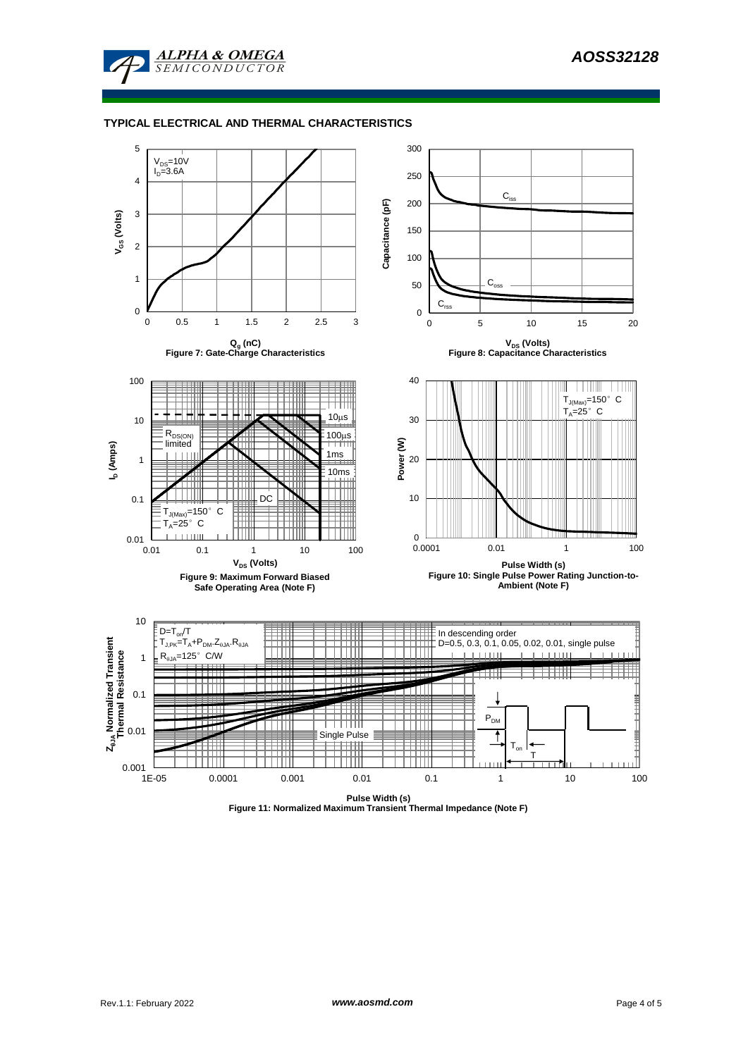## TYPICAL ELECTRICAL AND THERMAL CHARACTERISTICS

$V_{DS}$=10V
$I_D$=3.6A

$Q_g$ (nC)
Figure 7: Gate-Charge Characteristics

$C_{iss}$
$C_{oss}$
$C_{rss}$

$V_{DS}$ (Volts)
Figure 8: Capacitance Characteristics

$R_{DS(ON)}$ limited
10μs
100μs
1ms
10ms
DC
$T_{J(Max)}$=150° C
$T_A$=25° C

$V_{DS}$ (Volts)
Figure 9: Maximum Forward Biased Safe Operating Area (Note F)

$T_{J(Max)}$=150° C
$T_A$=25° C

Pulse Width (s)
Figure 10: Single Pulse Power Rating Junction-to-Ambient (Note F)

$D=T_{on}/T$
$T_{J,PK}=T_A+P_{DM}.Z_{\theta JA}.R_{\theta JA}$
$R_{\theta JA}$=125° C/W

In descending order
D=0.5, 0.3, 0.1, 0.05, 0.02, 0.01, single pulse

Single Pulse

$P_{DM}$
$T_{on}$
T

Pulse Width (s)
Figure 11: Normalized Maximum Transient Thermal Impedance (Note F)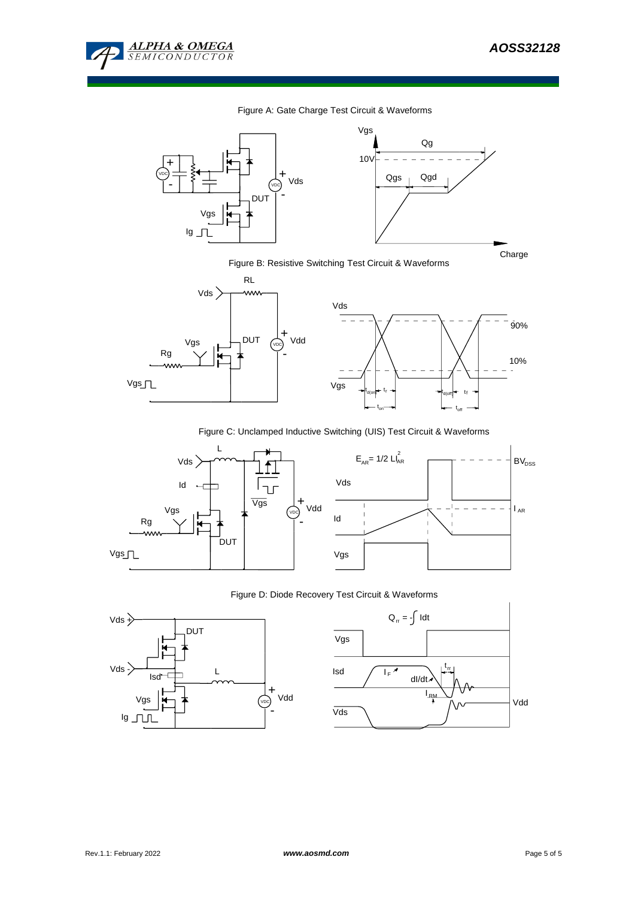Figure A: Gate Charge Test Circuit & Waveforms

VDC
+
-
Vds
+
-
DUT
Vgs
Ig

Vgs
Qg
10V
Qgs
Qgd
Charge

Figure B: Resistive Switching Test Circuit & Waveforms

RL
Vds
Vgs
DUT
Rg
Vgs
VDC
+
Vdd
-

Vds
90%
10%
Vgs
$t_{d(on)}$
$t_r$
$t_{on}$
$t_{d(off)}$
$t_f$
$t_{off}$

Figure C: Unclamped Inductive Switching (UIS) Test Circuit & Waveforms

L
Vds
Id
Vgs
Rg
Vgs
DUT
Vgs
+
VDC
Vdd
-

$E_{AR} = 1/2\ LI_{AR}^2$
$BV_{DSS}$
Vds
Id
$I_{AR}$
Vgs

Figure D: Diode Recovery Test Circuit & Waveforms

Vds +
DUT
Vds -
Isd
L
Vgs
Ig
+
VDC
Vdd
-

$Q_{rr} = -\int Idt$
Vgs
Isd
$I_F$
dI/dt
$t_{rr}$
$I_{RM}$
Vds
Vdd